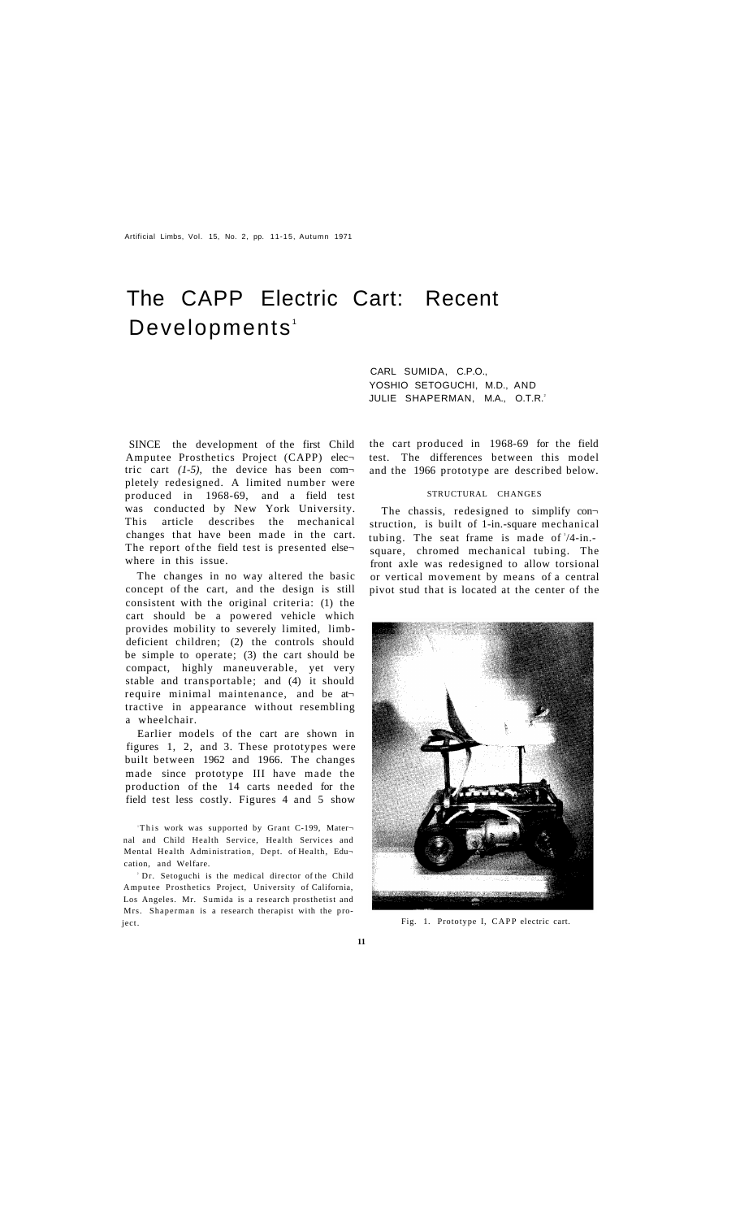# The CAPP Electric Cart: Recent Developments[1]

CARL SUMIDA, C.P.O.,
YOSHIO SETOGUCHI, M.D., AND
JULIE SHAPERMAN, M.A., O.T.R.[2]

SINCE the development of the first Child Amputee Prosthetics Project (CAPP) electric cart *(1-5)*, the device has been completely redesigned. A limited number were produced in 1968-69, and a field test was conducted by New York University. This article describes the mechanical changes that have been made in the cart. The report of the field test is presented elsewhere in this issue.

The changes in no way altered the basic concept of the cart, and the design is still consistent with the original criteria: (1) the cart should be a powered vehicle which provides mobility to severely limited, limb-deficient children; (2) the controls should be simple to operate; (3) the cart should be compact, highly maneuverable, yet very stable and transportable; and (4) it should require minimal maintenance, and be attractive in appearance without resembling a wheelchair.

Earlier models of the cart are shown in figures 1, 2, and 3. These prototypes were built between 1962 and 1966. The changes made since prototype III have made the production of the 14 carts needed for the field test less costly. Figures 4 and 5 show the cart produced in 1968-69 for the field test. The differences between this model and the 1966 prototype are described below.

## STRUCTURAL CHANGES

The chassis, redesigned to simplify construction, is built of 1-in.-square mechanical tubing. The seat frame is made of 3/4-in.-square, chromed mechanical tubing. The front axle was redesigned to allow torsional or vertical movement by means of a central pivot stud that is located at the center of the

Fig. 1. Prototype I, CAPP electric cart.

[1] This work was supported by Grant C-199, Maternal and Child Health Service, Health Services and Mental Health Administration, Dept. of Health, Education, and Welfare.

[2] Dr. Setoguchi is the medical director of the Child Amputee Prosthetics Project, University of California, Los Angeles. Mr. Sumida is a research prosthetist and Mrs. Shaperman is a research therapist with the project.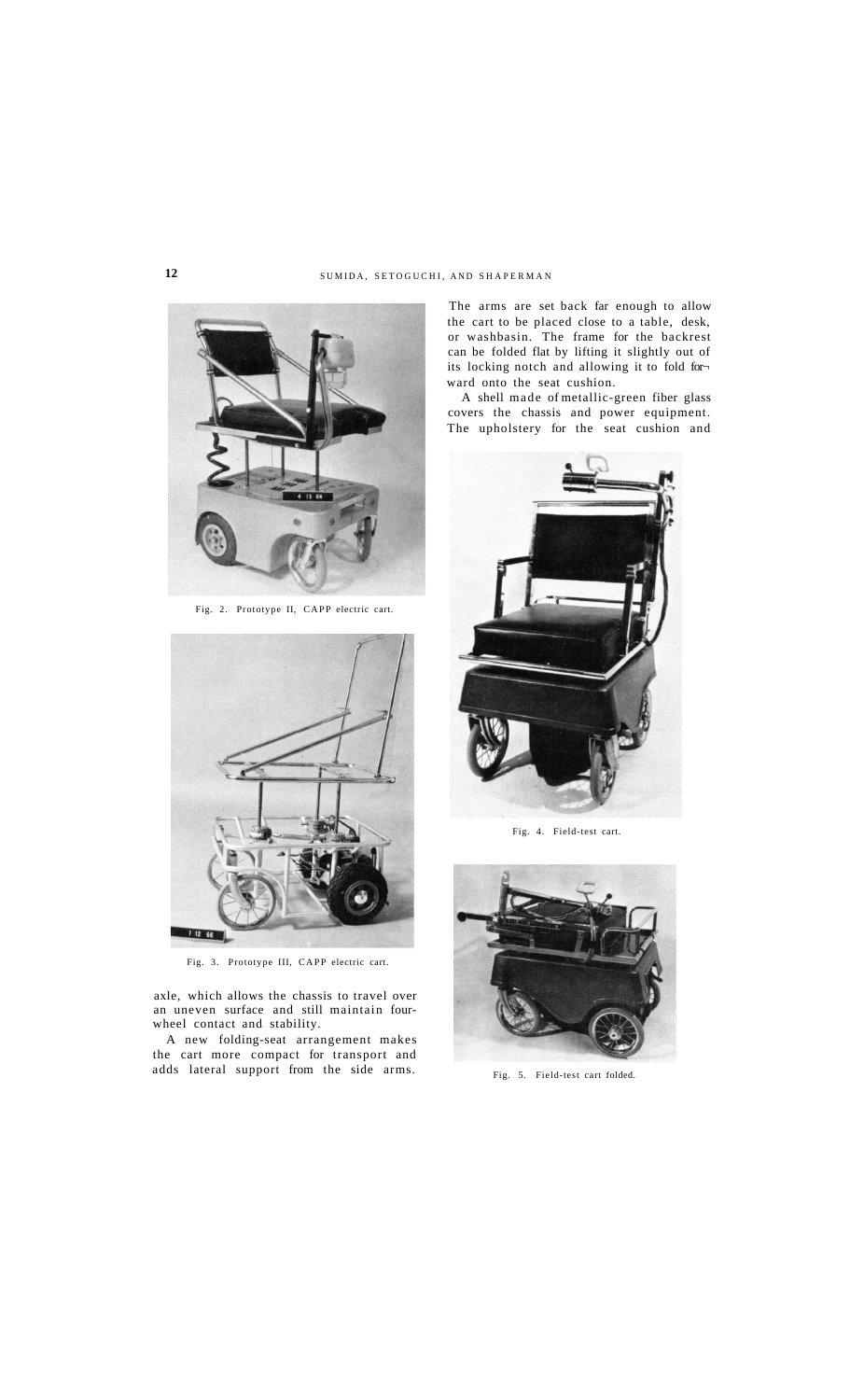Fig. 2. Prototype II, CAPP electric cart.

Fig. 3. Prototype III, CAPP electric cart.

axle, which allows the chassis to travel over an uneven surface and still maintain four-wheel contact and stability.

A new folding-seat arrangement makes the cart more compact for transport and adds lateral support from the side arms. The arms are set back far enough to allow the cart to be placed close to a table, desk, or washbasin. The frame for the backrest can be folded flat by lifting it slightly out of its locking notch and allowing it to fold forward onto the seat cushion.

A shell made of metallic-green fiber glass covers the chassis and power equipment. The upholstery for the seat cushion and

Fig. 4. Field-test cart.

Fig. 5. Field-test cart folded.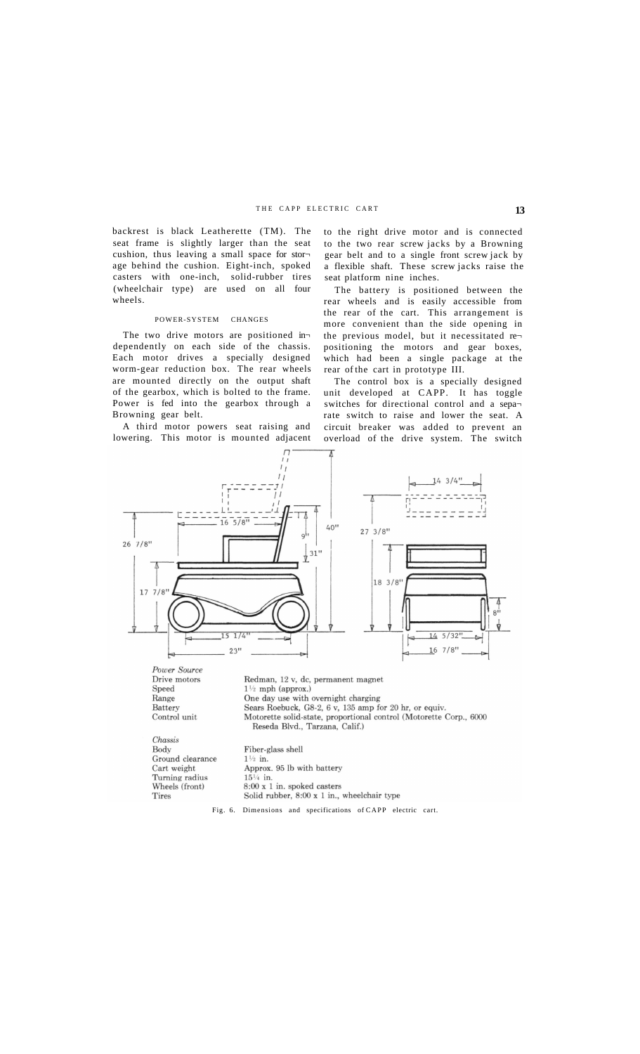backrest is black Leatherette (TM). The seat frame is slightly larger than the seat cushion, thus leaving a small space for storage behind the cushion. Eight-inch, spoked casters with one-inch, solid-rubber tires (wheelchair type) are used on all four wheels.

### POWER-SYSTEM CHANGES

The two drive motors are positioned independently on each side of the chassis. Each motor drives a specially designed worm-gear reduction box. The rear wheels are mounted directly on the output shaft of the gearbox, which is bolted to the frame. Power is fed into the gearbox through a Browning gear belt.

A third motor powers seat raising and lowering. This motor is mounted adjacent to the right drive motor and is connected to the two rear screw jacks by a Browning gear belt and to a single front screw jack by a flexible shaft. These screw jacks raise the seat platform nine inches.

The battery is positioned between the rear wheels and is easily accessible from the rear of the cart. This arrangement is more convenient than the side opening in the previous model, but it necessitated repositioning the motors and gear boxes, which had been a single package at the rear of the cart in prototype III.

The control box is a specially designed unit developed at CAPP. It has toggle switches for directional control and a separate switch to raise and lower the seat. A circuit breaker was added to prevent an overload of the drive system. The switch

| *Power Source* | |
|---|---|
| Drive motors | Redman, 12 v, dc, permanent magnet |
| Speed | 1½ mph (approx.) |
| Range | One day use with overnight charging |
| Battery | Sears Roebuck, G8-2, 6 v, 135 amp for 20 hr, or equiv. |
| Control unit | Motorette solid-state, proportional control (Motorette Corp., 6000 Reseda Blvd., Tarzana, Calif.) |
| *Chassis* | |
| Body | Fiber-glass shell |
| Ground clearance | 1½ in. |
| Cart weight | Approx. 95 lb with battery |
| Turning radius | 15¼ in. |
| Wheels (front) | 8:00 x 1 in. spoked casters |
| Tires | Solid rubber, 8:00 x 1 in., wheelchair type |

Fig. 6. Dimensions and specifications of CAPP electric cart.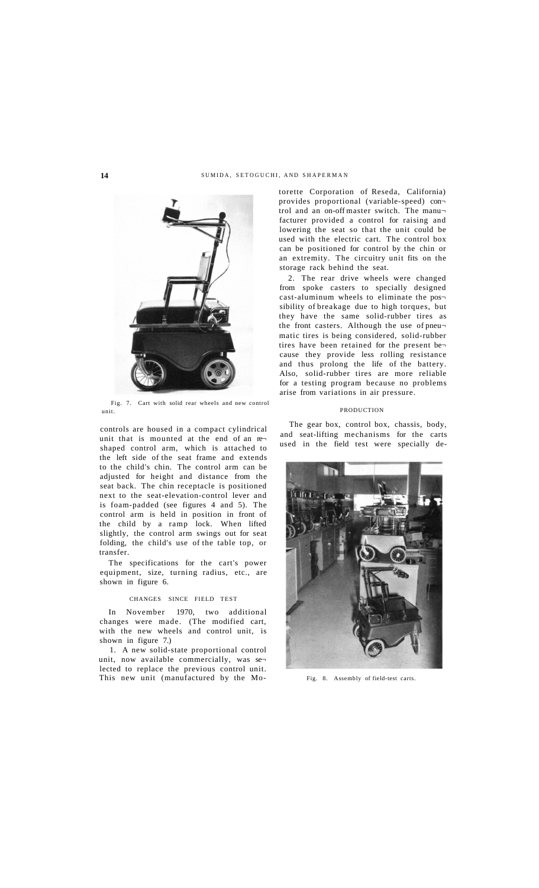Fig. 7. Cart with solid rear wheels and new control unit.

controls are housed in a compact cylindrical unit that is mounted at the end of an r-shaped control arm, which is attached to the left side of the seat frame and extends to the child's chin. The control arm can be adjusted for height and distance from the seat back. The chin receptacle is positioned next to the seat-elevation-control lever and is foam-padded (see figures 4 and 5). The control arm is held in position in front of the child by a ramp lock. When lifted slightly, the control arm swings out for seat folding, the child's use of the table top, or transfer.

The specifications for the cart's power equipment, size, turning radius, etc., are shown in figure 6.

## CHANGES SINCE FIELD TEST

In November 1970, two additional changes were made. (The modified cart, with the new wheels and control unit, is shown in figure 7.)

1. A new solid-state proportional control unit, now available commercially, was selected to replace the previous control unit. This new unit (manufactured by the Motorette Corporation of Reseda, California) provides proportional (variable-speed) control and an on-off master switch. The manufacturer provided a control for raising and lowering the seat so that the unit could be used with the electric cart. The control box can be positioned for control by the chin or an extremity. The circuitry unit fits on the storage rack behind the seat.

2. The rear drive wheels were changed from spoke casters to specially designed cast-aluminum wheels to eliminate the possibility of breakage due to high torques, but they have the same solid-rubber tires as the front casters. Although the use of pneumatic tires is being considered, solid-rubber tires have been retained for the present because they provide less rolling resistance and thus prolong the life of the battery. Also, solid-rubber tires are more reliable for a testing program because no problems arise from variations in air pressure.

## PRODUCTION

The gear box, control box, chassis, body, and seat-lifting mechanisms for the carts used in the field test were specially de-

Fig. 8. Assembly of field-test carts.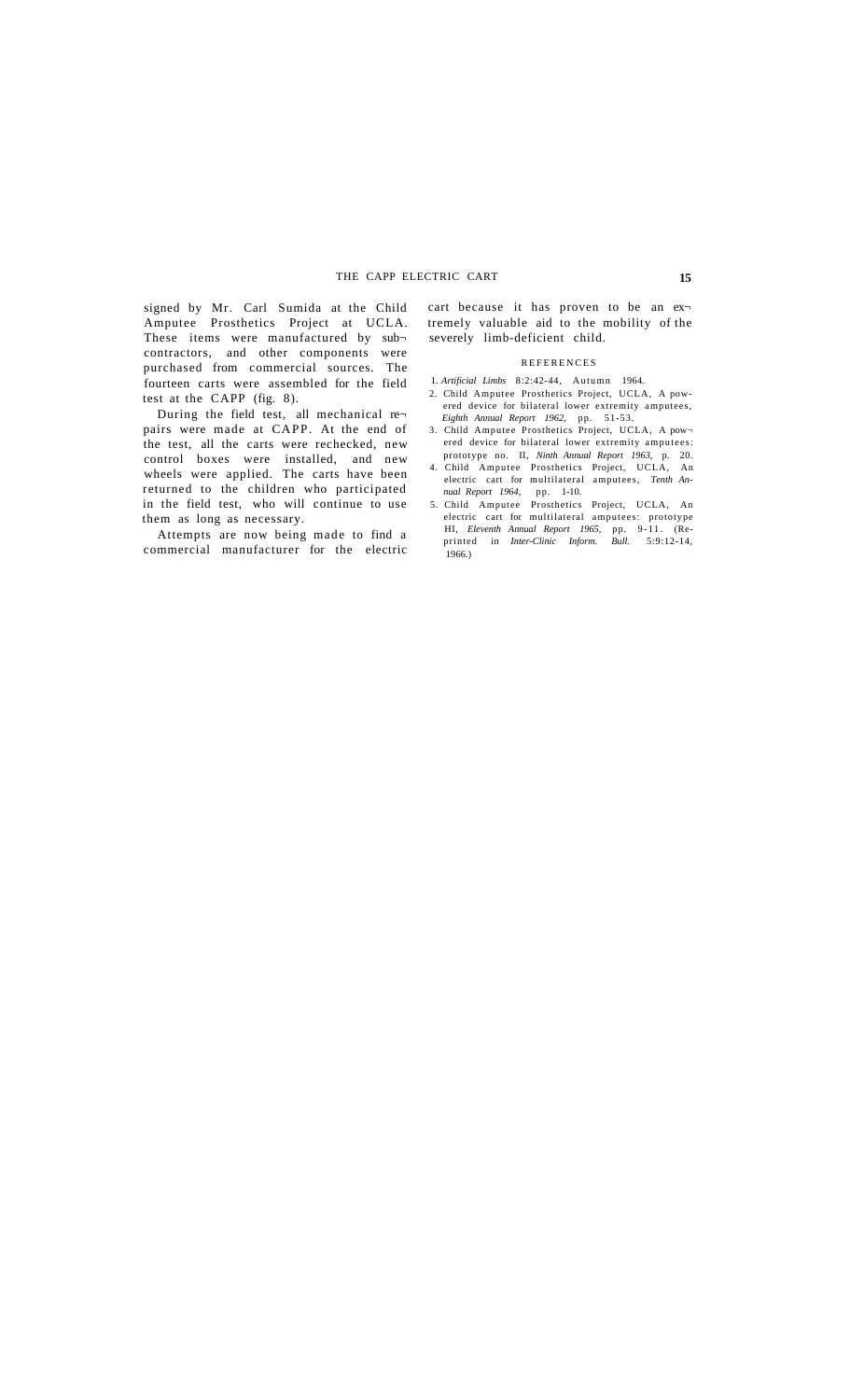signed by Mr. Carl Sumida at the Child Amputee Prosthetics Project at UCLA. These items were manufactured by subcontractors, and other components were purchased from commercial sources. The fourteen carts were assembled for the field test at the CAPP (fig. 8).

During the field test, all mechanical repairs were made at CAPP. At the end of the test, all the carts were rechecked, new control boxes were installed, and new wheels were applied. The carts have been returned to the children who participated in the field test, who will continue to use them as long as necessary.

Attempts are now being made to find a commercial manufacturer for the electric cart because it has proven to be an extremely valuable aid to the mobility of the severely limb-deficient child.

## REFERENCES

1. *Artificial Limbs* 8:2:42-44, Autumn 1964.
2. Child Amputee Prosthetics Project, UCLA, A powered device for bilateral lower extremity amputees, *Eighth Annual Report 1962*, pp. 51-53.
3. Child Amputee Prosthetics Project, UCLA, A powered device for bilateral lower extremity amputees: prototype no. II, *Ninth Annual Report 1963*, p. 20.
4. Child Amputee Prosthetics Project, UCLA, An electric cart for multilateral amputees, *Tenth Annual Report 1964*, pp. 1-10.
5. Child Amputee Prosthetics Project, UCLA, An electric cart for multilateral amputees: prototype HI, *Eleventh Annual Report 1965*, pp. 9-11. (Reprinted in *Inter-Clinic Inform. Bull.* 5:9:12-14, 1966.)